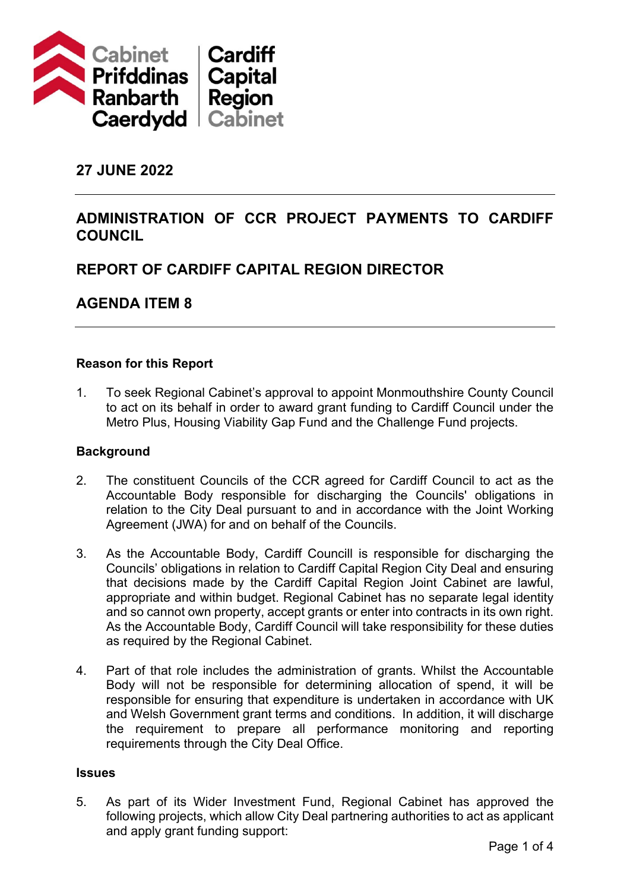Cabinet Prifddinas Ranbarth Caerdydd | Cardiff Capital Region Cabinet

## 27 JUNE 2022

## ADMINISTRATION OF CCR PROJECT PAYMENTS TO CARDIFF COUNCIL

## REPORT OF CARDIFF CAPITAL REGION DIRECTOR

## AGENDA ITEM 8

### Reason for this Report

1. To seek Regional Cabinet's approval to appoint Monmouthshire County Council to act on its behalf in order to award grant funding to Cardiff Council under the Metro Plus, Housing Viability Gap Fund and the Challenge Fund projects.

### Background

2. The constituent Councils of the CCR agreed for Cardiff Council to act as the Accountable Body responsible for discharging the Councils' obligations in relation to the City Deal pursuant to and in accordance with the Joint Working Agreement (JWA) for and on behalf of the Councils.

3. As the Accountable Body, Cardiff Councill is responsible for discharging the Councils' obligations in relation to Cardiff Capital Region City Deal and ensuring that decisions made by the Cardiff Capital Region Joint Cabinet are lawful, appropriate and within budget. Regional Cabinet has no separate legal identity and so cannot own property, accept grants or enter into contracts in its own right. As the Accountable Body, Cardiff Council will take responsibility for these duties as required by the Regional Cabinet.

4. Part of that role includes the administration of grants. Whilst the Accountable Body will not be responsible for determining allocation of spend, it will be responsible for ensuring that expenditure is undertaken in accordance with UK and Welsh Government grant terms and conditions. In addition, it will discharge the requirement to prepare all performance monitoring and reporting requirements through the City Deal Office.

### Issues

5. As part of its Wider Investment Fund, Regional Cabinet has approved the following projects, which allow City Deal partnering authorities to act as applicant and apply grant funding support: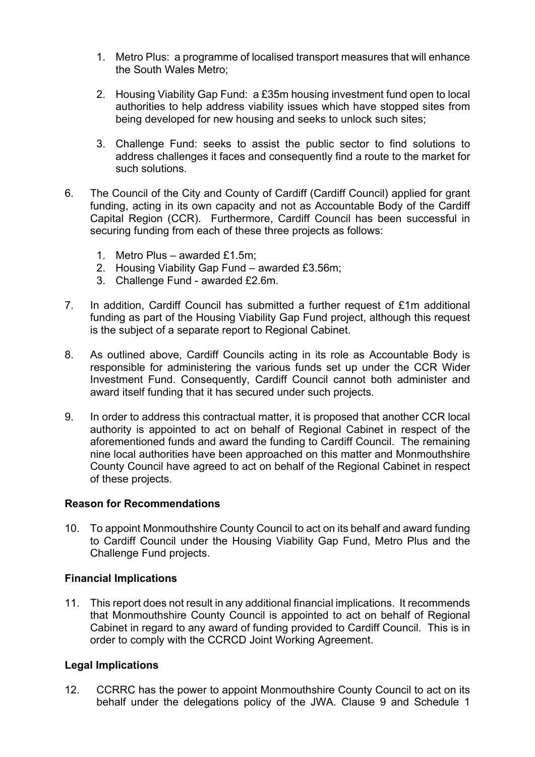1. Metro Plus: a programme of localised transport measures that will enhance the South Wales Metro;

2. Housing Viability Gap Fund: a £35m housing investment fund open to local authorities to help address viability issues which have stopped sites from being developed for new housing and seeks to unlock such sites;

3. Challenge Fund: seeks to assist the public sector to find solutions to address challenges it faces and consequently find a route to the market for such solutions.

6. The Council of the City and County of Cardiff (Cardiff Council) applied for grant funding, acting in its own capacity and not as Accountable Body of the Cardiff Capital Region (CCR). Furthermore, Cardiff Council has been successful in securing funding from each of these three projects as follows:

   1. Metro Plus – awarded £1.5m;
   2. Housing Viability Gap Fund – awarded £3.56m;
   3. Challenge Fund - awarded £2.6m.

7. In addition, Cardiff Council has submitted a further request of £1m additional funding as part of the Housing Viability Gap Fund project, although this request is the subject of a separate report to Regional Cabinet.

8. As outlined above, Cardiff Councils acting in its role as Accountable Body is responsible for administering the various funds set up under the CCR Wider Investment Fund. Consequently, Cardiff Council cannot both administer and award itself funding that it has secured under such projects.

9. In order to address this contractual matter, it is proposed that another CCR local authority is appointed to act on behalf of Regional Cabinet in respect of the aforementioned funds and award the funding to Cardiff Council. The remaining nine local authorities have been approached on this matter and Monmouthshire County Council have agreed to act on behalf of the Regional Cabinet in respect of these projects.

**Reason for Recommendations**

10. To appoint Monmouthshire County Council to act on its behalf and award funding to Cardiff Council under the Housing Viability Gap Fund, Metro Plus and the Challenge Fund projects.

**Financial Implications**

11. This report does not result in any additional financial implications. It recommends that Monmouthshire County Council is appointed to act on behalf of Regional Cabinet in regard to any award of funding provided to Cardiff Council. This is in order to comply with the CCRCD Joint Working Agreement.

**Legal Implications**

12. CCRRC has the power to appoint Monmouthshire County Council to act on its behalf under the delegations policy of the JWA. Clause 9 and Schedule 1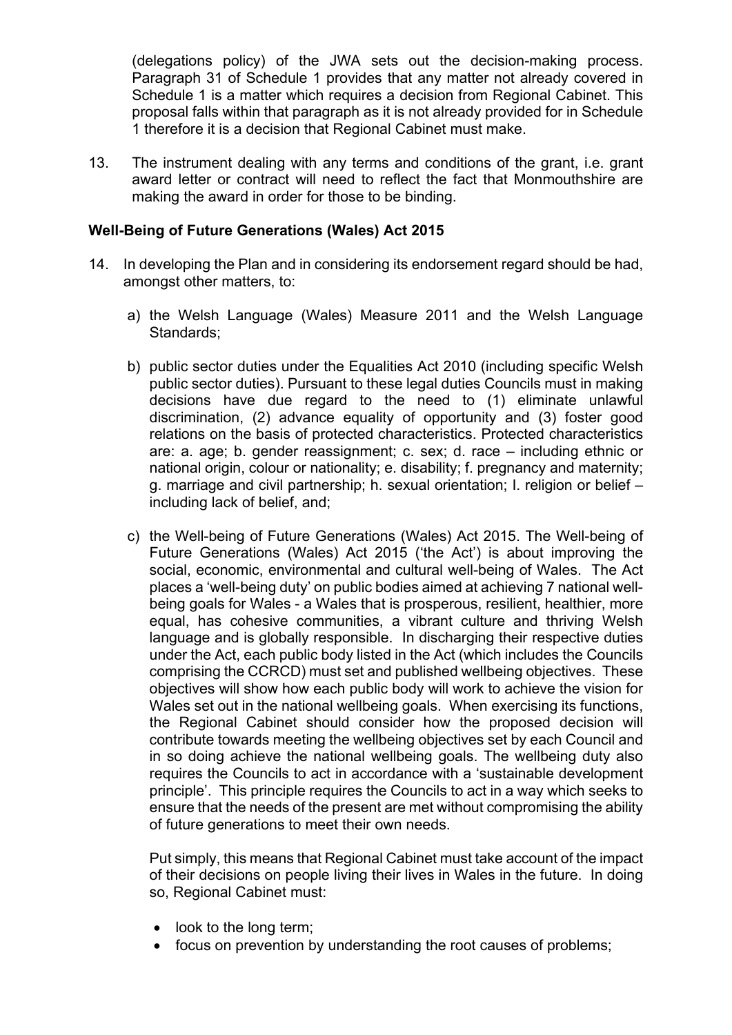(delegations policy) of the JWA sets out the decision-making process. Paragraph 31 of Schedule 1 provides that any matter not already covered in Schedule 1 is a matter which requires a decision from Regional Cabinet. This proposal falls within that paragraph as it is not already provided for in Schedule 1 therefore it is a decision that Regional Cabinet must make.

13. The instrument dealing with any terms and conditions of the grant, i.e. grant award letter or contract will need to reflect the fact that Monmouthshire are making the award in order for those to be binding.

**Well-Being of Future Generations (Wales) Act 2015**

14. In developing the Plan and in considering its endorsement regard should be had, amongst other matters, to:

    a) the Welsh Language (Wales) Measure 2011 and the Welsh Language Standards;

    b) public sector duties under the Equalities Act 2010 (including specific Welsh public sector duties). Pursuant to these legal duties Councils must in making decisions have due regard to the need to (1) eliminate unlawful discrimination, (2) advance equality of opportunity and (3) foster good relations on the basis of protected characteristics. Protected characteristics are: a. age; b. gender reassignment; c. sex; d. race – including ethnic or national origin, colour or nationality; e. disability; f. pregnancy and maternity; g. marriage and civil partnership; h. sexual orientation; I. religion or belief – including lack of belief, and;

    c) the Well-being of Future Generations (Wales) Act 2015. The Well-being of Future Generations (Wales) Act 2015 ('the Act') is about improving the social, economic, environmental and cultural well-being of Wales. The Act places a 'well-being duty' on public bodies aimed at achieving 7 national well-being goals for Wales - a Wales that is prosperous, resilient, healthier, more equal, has cohesive communities, a vibrant culture and thriving Welsh language and is globally responsible. In discharging their respective duties under the Act, each public body listed in the Act (which includes the Councils comprising the CCRCD) must set and published wellbeing objectives. These objectives will show how each public body will work to achieve the vision for Wales set out in the national wellbeing goals. When exercising its functions, the Regional Cabinet should consider how the proposed decision will contribute towards meeting the wellbeing objectives set by each Council and in so doing achieve the national wellbeing goals. The wellbeing duty also requires the Councils to act in accordance with a 'sustainable development principle'. This principle requires the Councils to act in a way which seeks to ensure that the needs of the present are met without compromising the ability of future generations to meet their own needs.

    Put simply, this means that Regional Cabinet must take account of the impact of their decisions on people living their lives in Wales in the future. In doing so, Regional Cabinet must:

    - look to the long term;
    - focus on prevention by understanding the root causes of problems;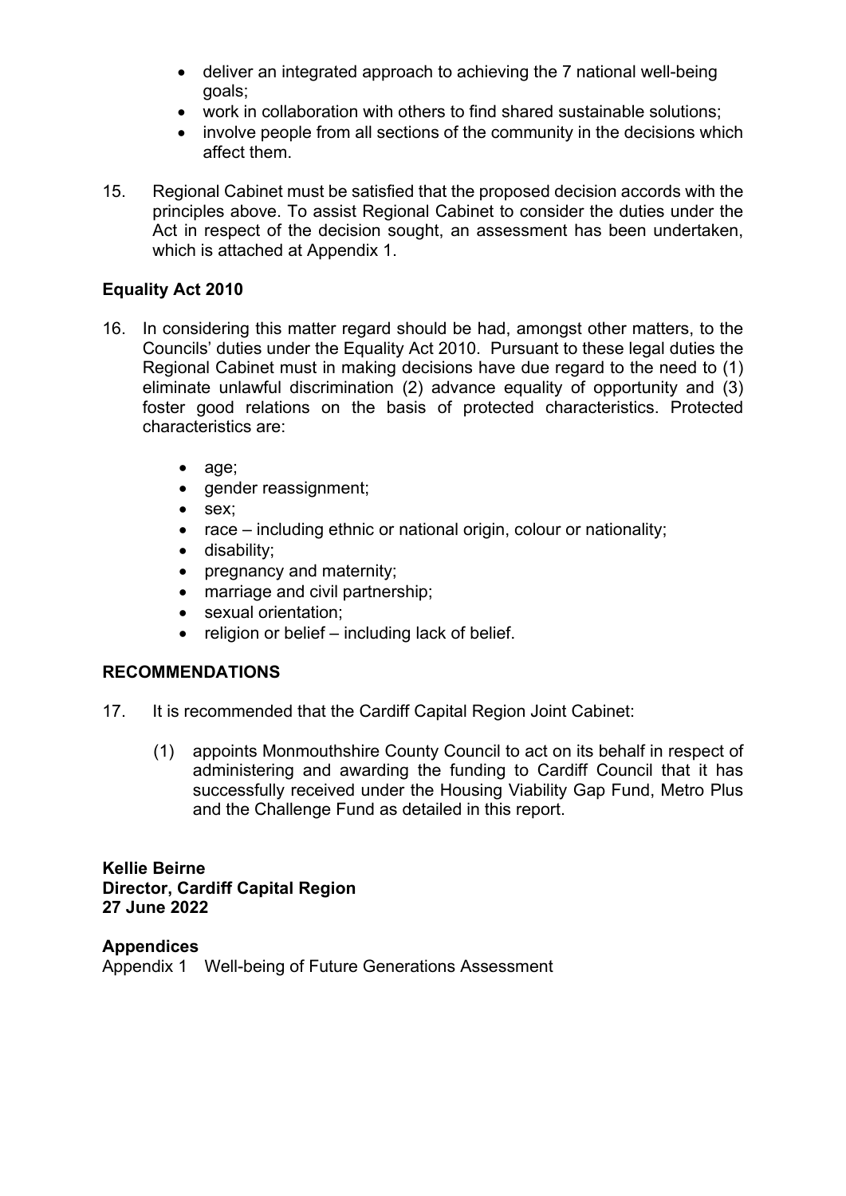- deliver an integrated approach to achieving the 7 national well-being goals;
- work in collaboration with others to find shared sustainable solutions;
- involve people from all sections of the community in the decisions which affect them.

15. Regional Cabinet must be satisfied that the proposed decision accords with the principles above. To assist Regional Cabinet to consider the duties under the Act in respect of the decision sought, an assessment has been undertaken, which is attached at Appendix 1.

**Equality Act 2010**

16. In considering this matter regard should be had, amongst other matters, to the Councils' duties under the Equality Act 2010. Pursuant to these legal duties the Regional Cabinet must in making decisions have due regard to the need to (1) eliminate unlawful discrimination (2) advance equality of opportunity and (3) foster good relations on the basis of protected characteristics. Protected characteristics are:

    - age;
    - gender reassignment;
    - sex;
    - race – including ethnic or national origin, colour or nationality;
    - disability;
    - pregnancy and maternity;
    - marriage and civil partnership;
    - sexual orientation;
    - religion or belief – including lack of belief.

**RECOMMENDATIONS**

17. It is recommended that the Cardiff Capital Region Joint Cabinet:

    (1) appoints Monmouthshire County Council to act on its behalf in respect of administering and awarding the funding to Cardiff Council that it has successfully received under the Housing Viability Gap Fund, Metro Plus and the Challenge Fund as detailed in this report.

**Kellie Beirne**
**Director, Cardiff Capital Region**
**27 June 2022**

**Appendices**
Appendix 1 Well-being of Future Generations Assessment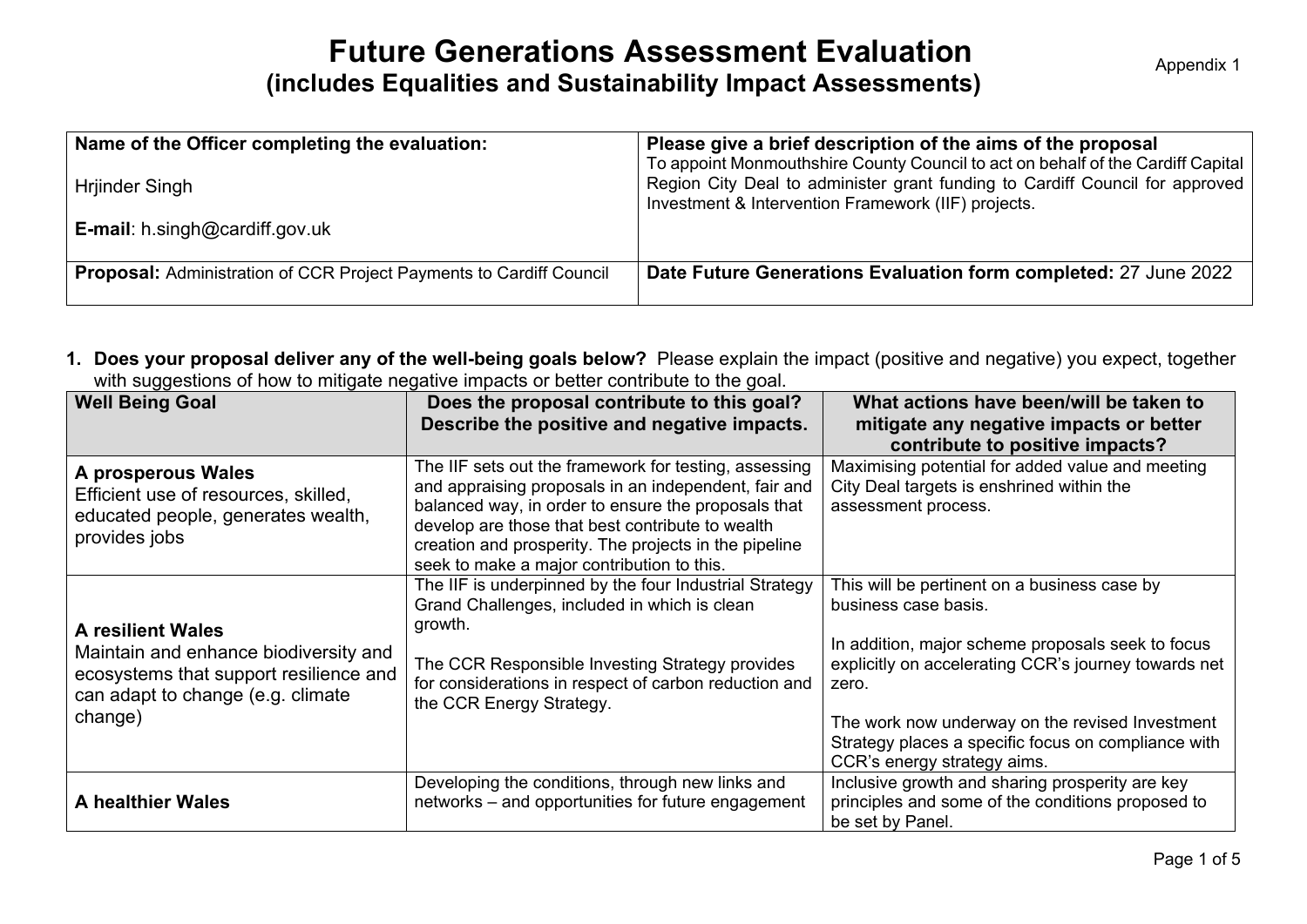# Future Generations Assessment Evaluation
## (includes Equalities and Sustainability Impact Assessments)

Appendix 1

| **Name of the Officer completing the evaluation:**<br><br>Hrjinder Singh<br><br>**E-mail**: h.singh@cardiff.gov.uk | **Please give a brief description of the aims of the proposal**<br>To appoint Monmouthshire County Council to act on behalf of the Cardiff Capital Region City Deal to administer grant funding to Cardiff Council for approved Investment & Intervention Framework (IIF) projects. |
|---|---|
| **Proposal:** Administration of CCR Project Payments to Cardiff Council | **Date Future Generations Evaluation form completed:** 27 June 2022 |

1. **Does your proposal deliver any of the well-being goals below?** Please explain the impact (positive and negative) you expect, together with suggestions of how to mitigate negative impacts or better contribute to the goal.

| Well Being Goal | Does the proposal contribute to this goal? Describe the positive and negative impacts. | What actions have been/will be taken to mitigate any negative impacts or better contribute to positive impacts? |
|---|---|---|
| **A prosperous Wales**<br>Efficient use of resources, skilled, educated people, generates wealth, provides jobs | The IIF sets out the framework for testing, assessing and appraising proposals in an independent, fair and balanced way, in order to ensure the proposals that develop are those that best contribute to wealth creation and prosperity. The projects in the pipeline seek to make a major contribution to this. | Maximising potential for added value and meeting City Deal targets is enshrined within the assessment process. |
| **A resilient Wales**<br>Maintain and enhance biodiversity and ecosystems that support resilience and can adapt to change (e.g. climate change) | The IIF is underpinned by the four Industrial Strategy Grand Challenges, included in which is clean growth.<br><br>The CCR Responsible Investing Strategy provides for considerations in respect of carbon reduction and the CCR Energy Strategy. | This will be pertinent on a business case by business case basis.<br><br>In addition, major scheme proposals seek to focus explicitly on accelerating CCR's journey towards net zero.<br><br>The work now underway on the revised Investment Strategy places a specific focus on compliance with CCR's energy strategy aims. |
| **A healthier Wales** | Developing the conditions, through new links and networks – and opportunities for future engagement | Inclusive growth and sharing prosperity are key principles and some of the conditions proposed to be set by Panel. |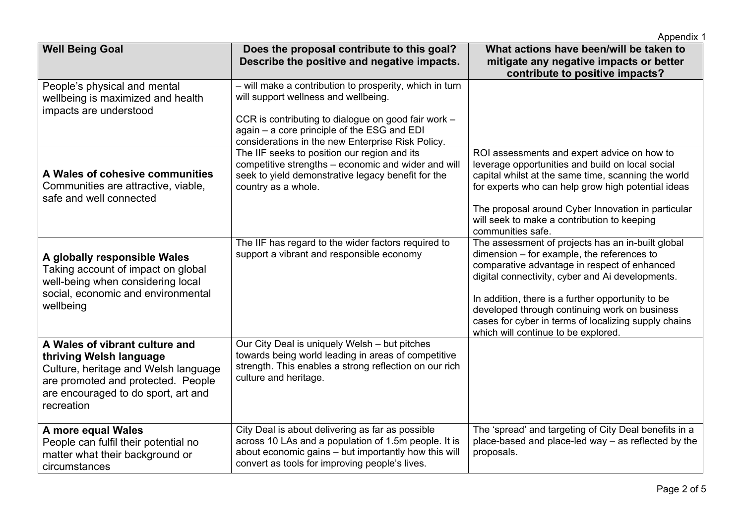Appendix 1

| Well Being Goal | Does the proposal contribute to this goal? Describe the positive and negative impacts. | What actions have been/will be taken to mitigate any negative impacts or better contribute to positive impacts? |
|---|---|---|
| People's physical and mental wellbeing is maximized and health impacts are understood | – will make a contribution to prosperity, which in turn will support wellness and wellbeing.<br><br>CCR is contributing to dialogue on good fair work – again – a core principle of the ESG and EDI considerations in the new Enterprise Risk Policy. | |
| **A Wales of cohesive communities**<br>Communities are attractive, viable, safe and well connected | The IIF seeks to position our region and its competitive strengths – economic and wider and will seek to yield demonstrative legacy benefit for the country as a whole. | ROI assessments and expert advice on how to leverage opportunities and build on local social capital whilst at the same time, scanning the world for experts who can help grow high potential ideas<br><br>The proposal around Cyber Innovation in particular will seek to make a contribution to keeping communities safe. |
| **A globally responsible Wales**<br>Taking account of impact on global well-being when considering local social, economic and environmental wellbeing | The IIF has regard to the wider factors required to support a vibrant and responsible economy | The assessment of projects has an in-built global dimension – for example, the references to comparative advantage in respect of enhanced digital connectivity, cyber and Ai developments.<br><br>In addition, there is a further opportunity to be developed through continuing work on business cases for cyber in terms of localizing supply chains which will continue to be explored. |
| **A Wales of vibrant culture and thriving Welsh language**<br>Culture, heritage and Welsh language are promoted and protected. People are encouraged to do sport, art and recreation | Our City Deal is uniquely Welsh – but pitches towards being world leading in areas of competitive strength. This enables a strong reflection on our rich culture and heritage. | |
| **A more equal Wales**<br>People can fulfil their potential no matter what their background or circumstances | City Deal is about delivering as far as possible across 10 LAs and a population of 1.5m people. It is about economic gains – but importantly how this will convert as tools for improving people's lives. | The 'spread' and targeting of City Deal benefits in a place-based and place-led way – as reflected by the proposals. |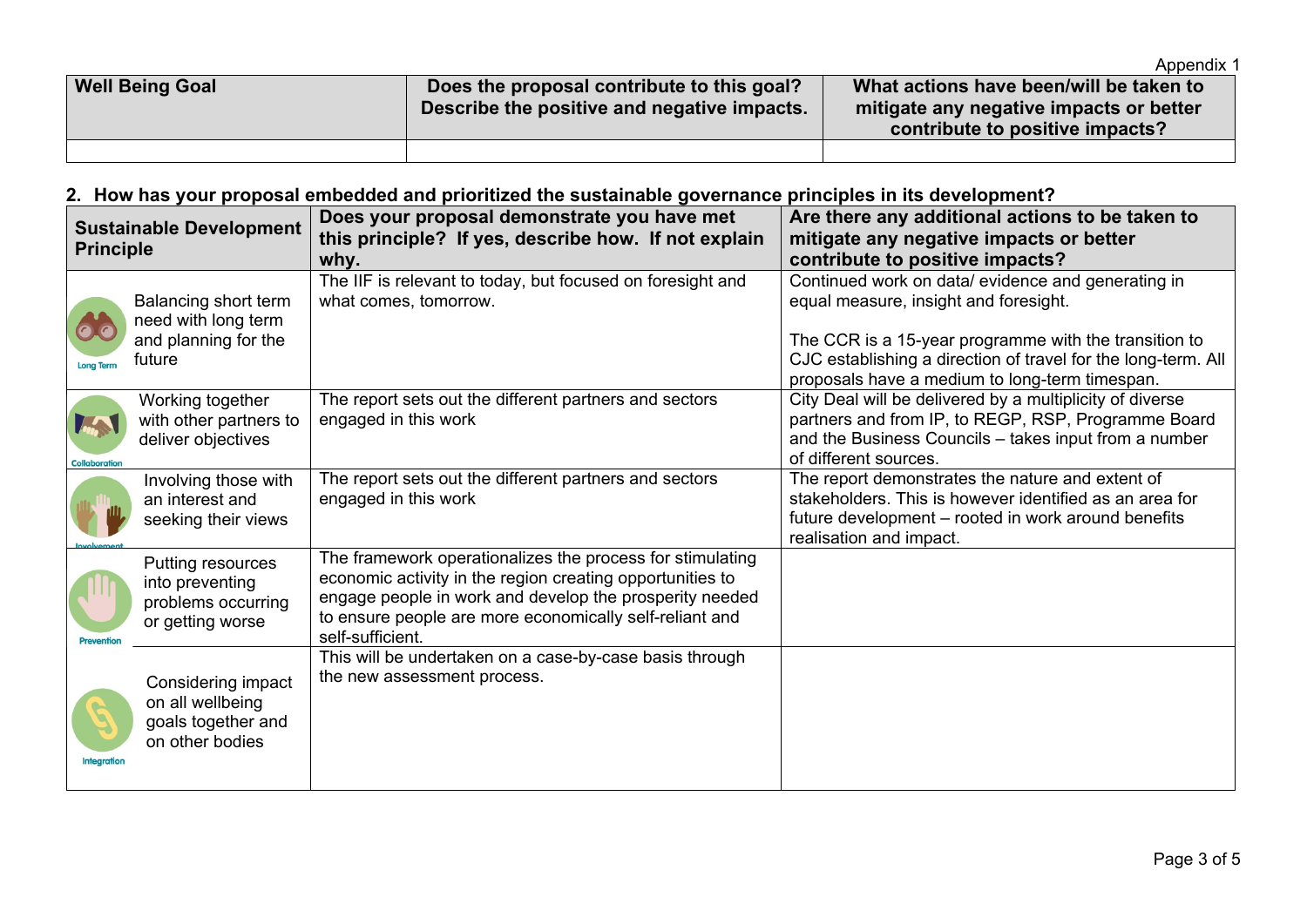Appendix 1

| Well Being Goal | Does the proposal contribute to this goal? Describe the positive and negative impacts. | What actions have been/will be taken to mitigate any negative impacts or better contribute to positive impacts? |
| --- | --- | --- |
| | | |

**2. How has your proposal embedded and prioritized the sustainable governance principles in its development?**

| Sustainable Development Principle | Does your proposal demonstrate you have met this principle? If yes, describe how. If not explain why. | Are there any additional actions to be taken to mitigate any negative impacts or better contribute to positive impacts? |
| --- | --- | --- |
| Long Term – Balancing short term need with long term and planning for the future | The IIF is relevant to today, but focused on foresight and what comes, tomorrow. | Continued work on data/ evidence and generating in equal measure, insight and foresight.<br><br>The CCR is a 15-year programme with the transition to CJC establishing a direction of travel for the long-term. All proposals have a medium to long-term timespan. |
| Collaboration – Working together with other partners to deliver objectives | The report sets out the different partners and sectors engaged in this work | City Deal will be delivered by a multiplicity of diverse partners and from IP, to REGP, RSP, Programme Board and the Business Councils – takes input from a number of different sources. |
| Involvement – Involving those with an interest and seeking their views | The report sets out the different partners and sectors engaged in this work | The report demonstrates the nature and extent of stakeholders. This is however identified as an area for future development – rooted in work around benefits realisation and impact. |
| Prevention – Putting resources into preventing problems occurring or getting worse | The framework operationalizes the process for stimulating economic activity in the region creating opportunities to engage people in work and develop the prosperity needed to ensure people are more economically self-reliant and self-sufficient. | |
| Integration – Considering impact on all wellbeing goals together and on other bodies | This will be undertaken on a case-by-case basis through the new assessment process. | |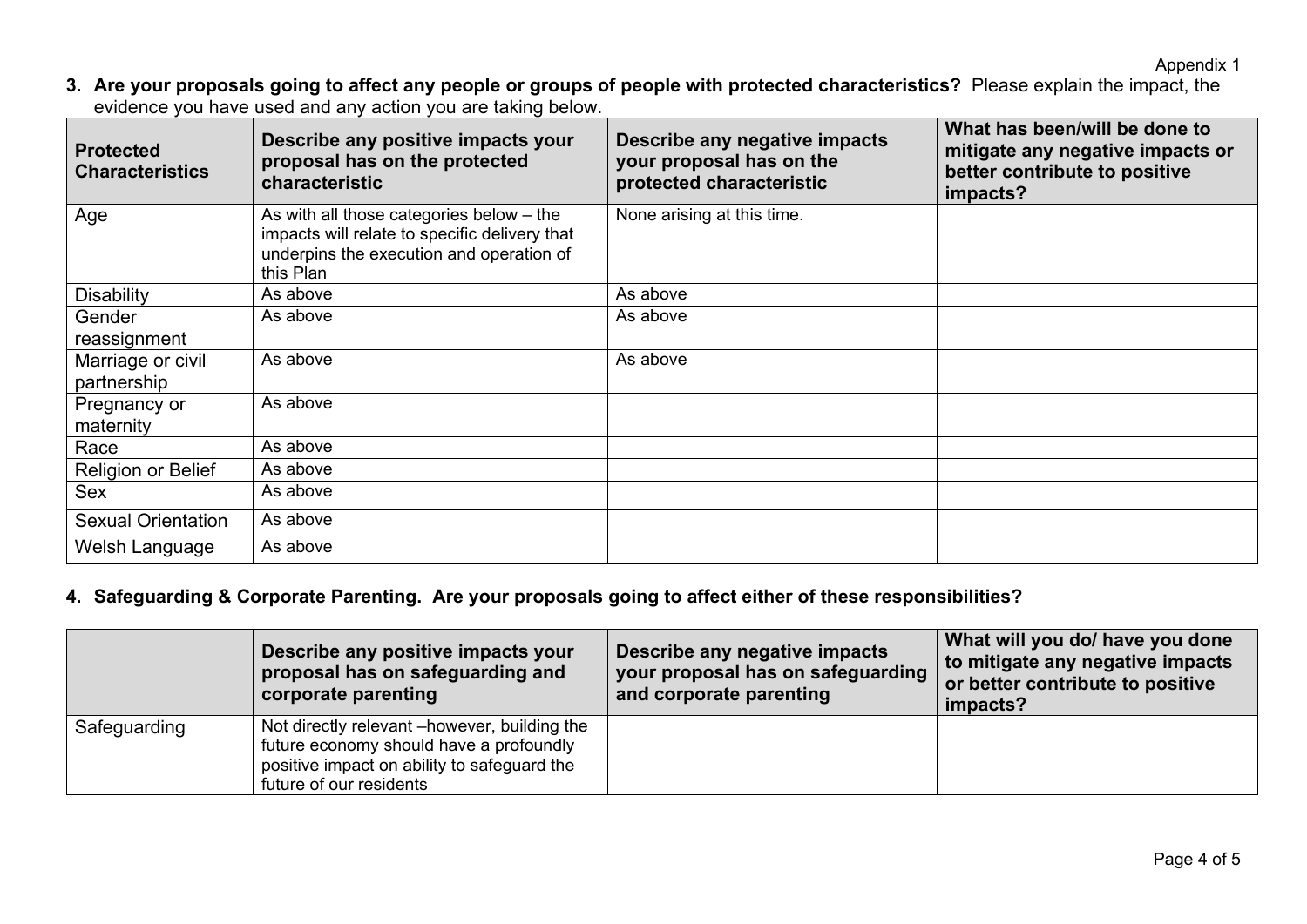**3. Are your proposals going to affect any people or groups of people with protected characteristics?** Please explain the impact, the evidence you have used and any action you are taking below.

| Protected Characteristics | Describe any positive impacts your proposal has on the protected characteristic | Describe any negative impacts your proposal has on the protected characteristic | What has been/will be done to mitigate any negative impacts or better contribute to positive impacts? |
|---|---|---|---|
| Age | As with all those categories below – the impacts will relate to specific delivery that underpins the execution and operation of this Plan | None arising at this time. | |
| Disability | As above | As above | |
| Gender reassignment | As above | As above | |
| Marriage or civil partnership | As above | As above | |
| Pregnancy or maternity | As above | | |
| Race | As above | | |
| Religion or Belief | As above | | |
| Sex | As above | | |
| Sexual Orientation | As above | | |
| Welsh Language | As above | | |

**4. Safeguarding & Corporate Parenting. Are your proposals going to affect either of these responsibilities?**

| | Describe any positive impacts your proposal has on safeguarding and corporate parenting | Describe any negative impacts your proposal has on safeguarding and corporate parenting | What will you do/ have you done to mitigate any negative impacts or better contribute to positive impacts? |
|---|---|---|---|
| Safeguarding | Not directly relevant –however, building the future economy should have a profoundly positive impact on ability to safeguard the future of our residents | | |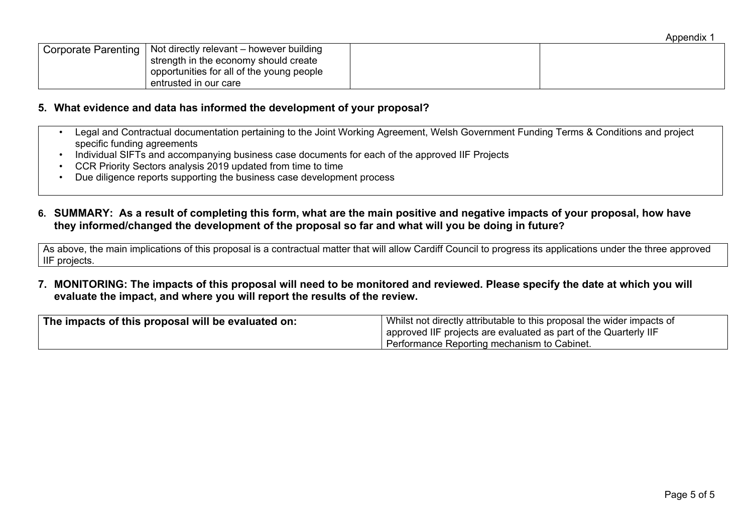| | | | |
|---|---|---|---|
| Corporate Parenting | Not directly relevant – however building strength in the economy should create opportunities for all of the young people entrusted in our care | | |

**5. What evidence and data has informed the development of your proposal?**

- Legal and Contractual documentation pertaining to the Joint Working Agreement, Welsh Government Funding Terms & Conditions and project specific funding agreements
- Individual SIFTs and accompanying business case documents for each of the approved IIF Projects
- CCR Priority Sectors analysis 2019 updated from time to time
- Due diligence reports supporting the business case development process

**6. SUMMARY: As a result of completing this form, what are the main positive and negative impacts of your proposal, how have they informed/changed the development of the proposal so far and what will you be doing in future?**

As above, the main implications of this proposal is a contractual matter that will allow Cardiff Council to progress its applications under the three approved IIF projects.

**7. MONITORING: The impacts of this proposal will need to be monitored and reviewed. Please specify the date at which you will evaluate the impact, and where you will report the results of the review.**

| | |
|---|---|
| **The impacts of this proposal will be evaluated on:** | Whilst not directly attributable to this proposal the wider impacts of approved IIF projects are evaluated as part of the Quarterly IIF Performance Reporting mechanism to Cabinet. |